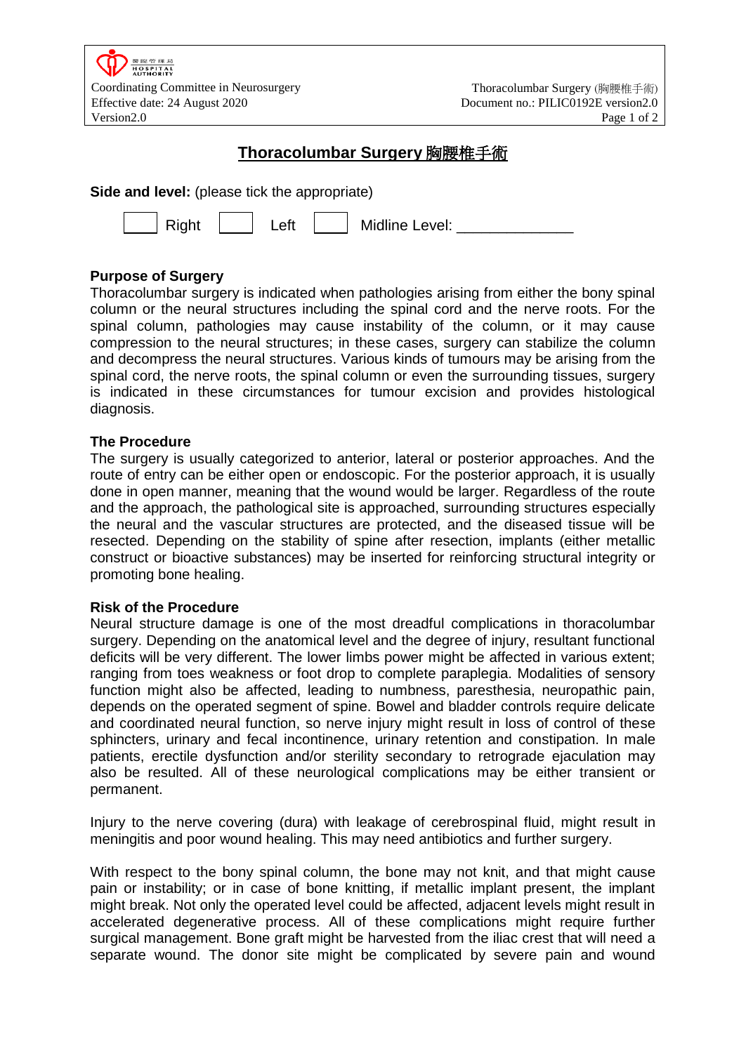# Thoracolumbar Surgery 胸腰椎手術

**Side and level:** (please tick the appropriate)

☐ Right ☐ Left ☐ Midline Level: _____________

## Purpose of Surgery

Thoracolumbar surgery is indicated when pathologies arising from either the bony spinal column or the neural structures including the spinal cord and the nerve roots. For the spinal column, pathologies may cause instability of the column, or it may cause compression to the neural structures; in these cases, surgery can stabilize the column and decompress the neural structures. Various kinds of tumours may be arising from the spinal cord, the nerve roots, the spinal column or even the surrounding tissues, surgery is indicated in these circumstances for tumour excision and provides histological diagnosis.

## The Procedure

The surgery is usually categorized to anterior, lateral or posterior approaches. And the route of entry can be either open or endoscopic. For the posterior approach, it is usually done in open manner, meaning that the wound would be larger. Regardless of the route and the approach, the pathological site is approached, surrounding structures especially the neural and the vascular structures are protected, and the diseased tissue will be resected. Depending on the stability of spine after resection, implants (either metallic construct or bioactive substances) may be inserted for reinforcing structural integrity or promoting bone healing.

## Risk of the Procedure

Neural structure damage is one of the most dreadful complications in thoracolumbar surgery. Depending on the anatomical level and the degree of injury, resultant functional deficits will be very different. The lower limbs power might be affected in various extent; ranging from toes weakness or foot drop to complete paraplegia. Modalities of sensory function might also be affected, leading to numbness, paresthesia, neuropathic pain, depends on the operated segment of spine. Bowel and bladder controls require delicate and coordinated neural function, so nerve injury might result in loss of control of these sphincters, urinary and fecal incontinence, urinary retention and constipation. In male patients, erectile dysfunction and/or sterility secondary to retrograde ejaculation may also be resulted. All of these neurological complications may be either transient or permanent.

Injury to the nerve covering (dura) with leakage of cerebrospinal fluid, might result in meningitis and poor wound healing. This may need antibiotics and further surgery.

With respect to the bony spinal column, the bone may not knit, and that might cause pain or instability; or in case of bone knitting, if metallic implant present, the implant might break. Not only the operated level could be affected, adjacent levels might result in accelerated degenerative process. All of these complications might require further surgical management. Bone graft might be harvested from the iliac crest that will need a separate wound. The donor site might be complicated by severe pain and wound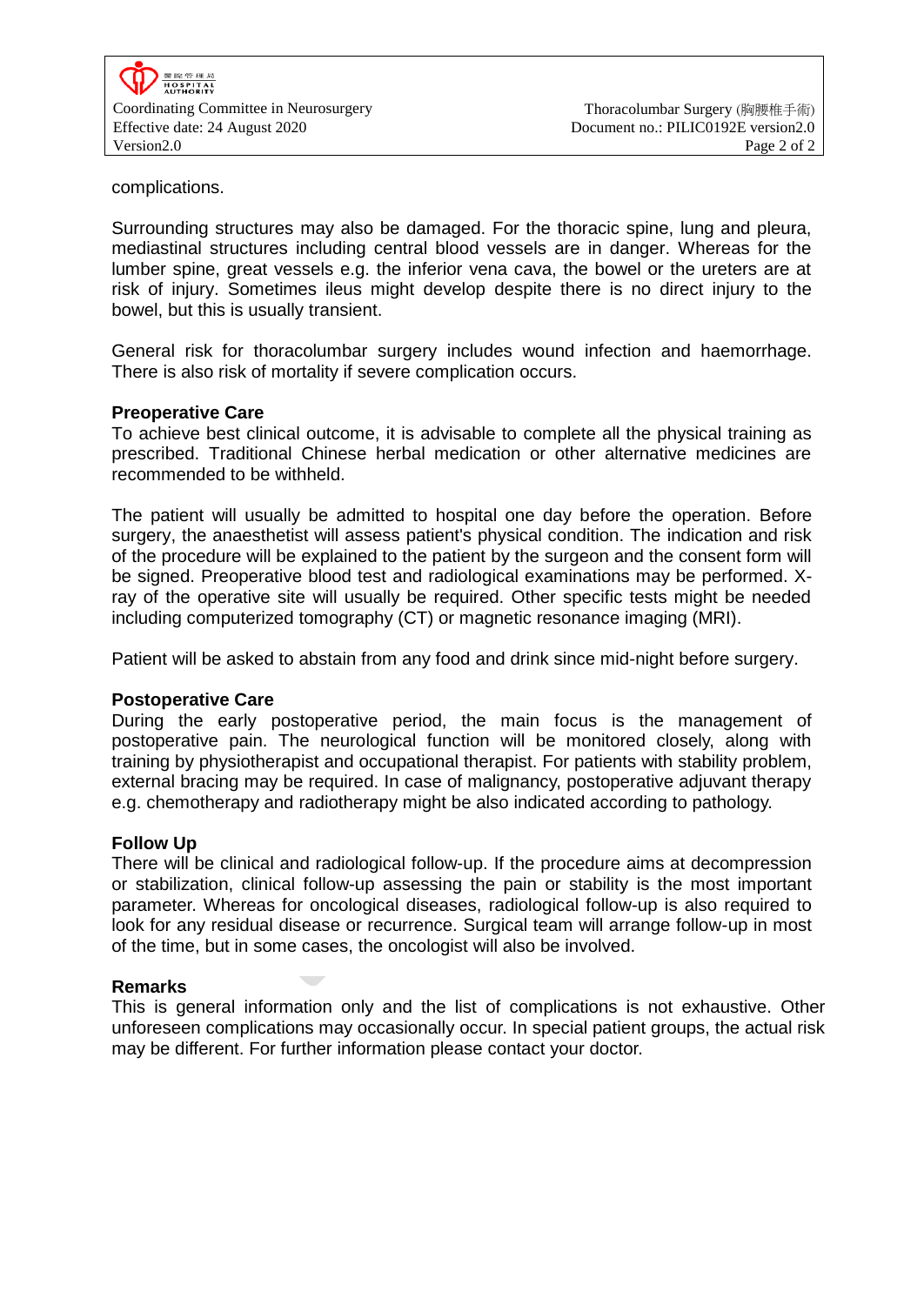complications.

Surrounding structures may also be damaged. For the thoracic spine, lung and pleura, mediastinal structures including central blood vessels are in danger. Whereas for the lumber spine, great vessels e.g. the inferior vena cava, the bowel or the ureters are at risk of injury. Sometimes ileus might develop despite there is no direct injury to the bowel, but this is usually transient.

General risk for thoracolumbar surgery includes wound infection and haemorrhage. There is also risk of mortality if severe complication occurs.

**Preoperative Care**

To achieve best clinical outcome, it is advisable to complete all the physical training as prescribed. Traditional Chinese herbal medication or other alternative medicines are recommended to be withheld.

The patient will usually be admitted to hospital one day before the operation. Before surgery, the anaesthetist will assess patient's physical condition. The indication and risk of the procedure will be explained to the patient by the surgeon and the consent form will be signed. Preoperative blood test and radiological examinations may be performed. X-ray of the operative site will usually be required. Other specific tests might be needed including computerized tomography (CT) or magnetic resonance imaging (MRI).

Patient will be asked to abstain from any food and drink since mid-night before surgery.

**Postoperative Care**

During the early postoperative period, the main focus is the management of postoperative pain. The neurological function will be monitored closely, along with training by physiotherapist and occupational therapist. For patients with stability problem, external bracing may be required. In case of malignancy, postoperative adjuvant therapy e.g. chemotherapy and radiotherapy might be also indicated according to pathology.

**Follow Up**

There will be clinical and radiological follow-up. If the procedure aims at decompression or stabilization, clinical follow-up assessing the pain or stability is the most important parameter. Whereas for oncological diseases, radiological follow-up is also required to look for any residual disease or recurrence. Surgical team will arrange follow-up in most of the time, but in some cases, the oncologist will also be involved.

**Remarks**

This is general information only and the list of complications is not exhaustive. Other unforeseen complications may occasionally occur. In special patient groups, the actual risk may be different. For further information please contact your doctor.